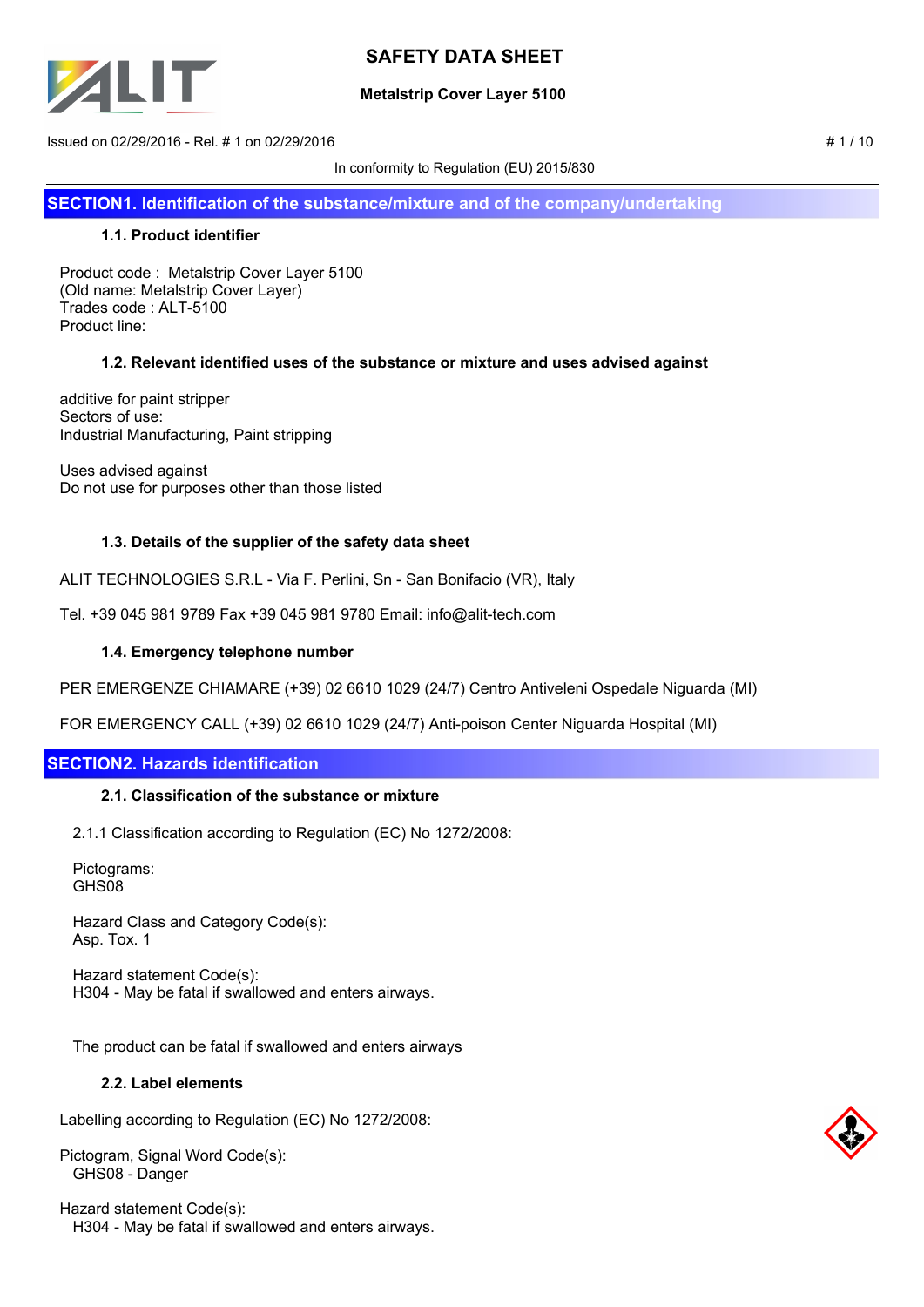# SAFETY DATA SHEET

**Metalstrip Cover Layer 5100**

Issued on 02/29/2016 - Rel. # 1 on 02/29/2016

In conformity to Regulation (EU) 2015/830

## SECTION1. Identification of the substance/mixture and of the company/undertaking

### 1.1. Product identifier

Product code : Metalstrip Cover Layer 5100
(Old name: Metalstrip Cover Layer)
Trades code : ALT-5100
Product line:

### 1.2. Relevant identified uses of the substance or mixture and uses advised against

additive for paint stripper
Sectors of use:
Industrial Manufacturing, Paint stripping

Uses advised against
Do not use for purposes other than those listed

### 1.3. Details of the supplier of the safety data sheet

ALIT TECHNOLOGIES S.R.L - Via F. Perlini, Sn - San Bonifacio (VR), Italy

Tel. +39 045 981 9789 Fax +39 045 981 9780 Email: info@alit-tech.com

### 1.4. Emergency telephone number

PER EMERGENZE CHIAMARE (+39) 02 6610 1029 (24/7) Centro Antiveleni Ospedale Niguarda (MI)

FOR EMERGENCY CALL (+39) 02 6610 1029 (24/7) Anti-poison Center Niguarda Hospital (MI)

## SECTION2. Hazards identification

### 2.1. Classification of the substance or mixture

2.1.1 Classification according to Regulation (EC) No 1272/2008:

Pictograms:
GHS08

Hazard Class and Category Code(s):
Asp. Tox. 1

Hazard statement Code(s):
H304 - May be fatal if swallowed and enters airways.

The product can be fatal if swallowed and enters airways

### 2.2. Label elements

Labelling according to Regulation (EC) No 1272/2008:

Pictogram, Signal Word Code(s):
GHS08 - Danger

Hazard statement Code(s):
H304 - May be fatal if swallowed and enters airways.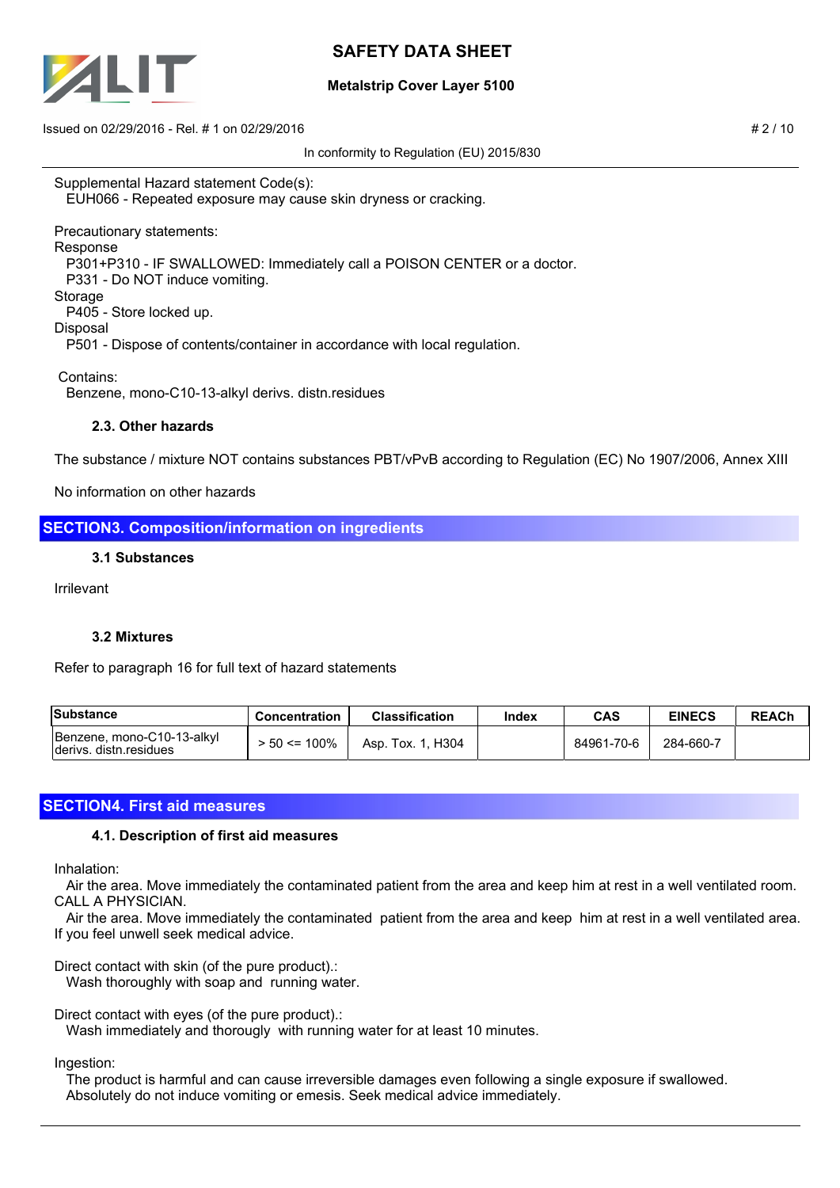Supplemental Hazard statement Code(s):
EUH066 - Repeated exposure may cause skin dryness or cracking.

Precautionary statements:

Response

P301+P310 - IF SWALLOWED: Immediately call a POISON CENTER or a doctor.

P331 - Do NOT induce vomiting.

Storage

P405 - Store locked up.

Disposal

P501 - Dispose of contents/container in accordance with local regulation.

Contains:

Benzene, mono-C10-13-alkyl derivs. distn.residues

### 2.3. Other hazards

The substance / mixture NOT contains substances PBT/vPvB according to Regulation (EC) No 1907/2006, Annex XIII

No information on other hazards

## SECTION3. Composition/information on ingredients

### 3.1 Substances

Irrilevant

### 3.2 Mixtures

Refer to paragraph 16 for full text of hazard statements

| Substance | Concentration | Classification | Index | CAS | EINECS | REACh |
|---|---|---|---|---|---|---|
| Benzene, mono-C10-13-alkyl derivs. distn.residues | > 50 <= 100% | Asp. Tox. 1, H304 | | 84961-70-6 | 284-660-7 | |

## SECTION4. First aid measures

### 4.1. Description of first aid measures

Inhalation:

Air the area. Move immediately the contaminated patient from the area and keep him at rest in a well ventilated room. CALL A PHYSICIAN.

Air the area. Move immediately the contaminated patient from the area and keep him at rest in a well ventilated area. If you feel unwell seek medical advice.

Direct contact with skin (of the pure product).:

Wash thoroughly with soap and running water.

Direct contact with eyes (of the pure product).:

Wash immediately and thorougly with running water for at least 10 minutes.

Ingestion:

The product is harmful and can cause irreversible damages even following a single exposure if swallowed.
Absolutely do not induce vomiting or emesis. Seek medical advice immediately.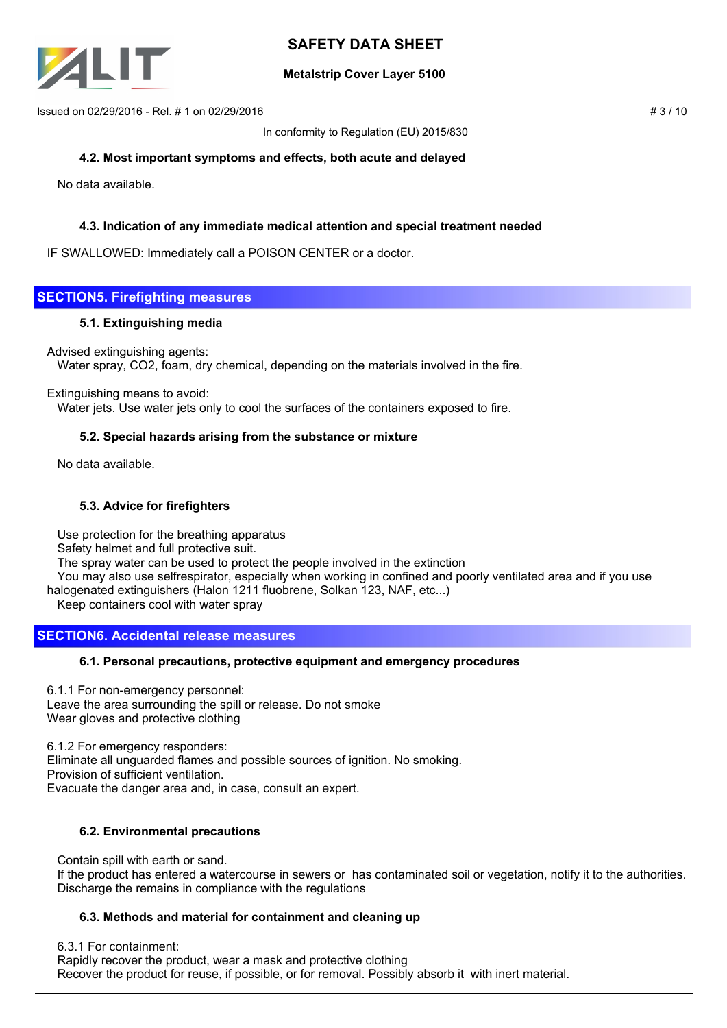### 4.2. Most important symptoms and effects, both acute and delayed

No data available.

### 4.3. Indication of any immediate medical attention and special treatment needed

IF SWALLOWED: Immediately call a POISON CENTER or a doctor.

## SECTION5. Firefighting measures

### 5.1. Extinguishing media

Advised extinguishing agents:
Water spray, $CO_2$, foam, dry chemical, depending on the materials involved in the fire.

Extinguishing means to avoid:
Water jets. Use water jets only to cool the surfaces of the containers exposed to fire.

### 5.2. Special hazards arising from the substance or mixture

No data available.

### 5.3. Advice for firefighters

Use protection for the breathing apparatus
Safety helmet and full protective suit.
The spray water can be used to protect the people involved in the extinction
You may also use selfrespirator, especially when working in confined and poorly ventilated area and if you use halogenated extinguishers (Halon 1211 fluobrene, Solkan 123, NAF, etc...)
Keep containers cool with water spray

## SECTION6. Accidental release measures

### 6.1. Personal precautions, protective equipment and emergency procedures

6.1.1 For non-emergency personnel:
Leave the area surrounding the spill or release. Do not smoke
Wear gloves and protective clothing

6.1.2 For emergency responders:
Eliminate all unguarded flames and possible sources of ignition. No smoking.
Provision of sufficient ventilation.
Evacuate the danger area and, in case, consult an expert.

### 6.2. Environmental precautions

Contain spill with earth or sand.
If the product has entered a watercourse in sewers or has contaminated soil or vegetation, notify it to the authorities.
Discharge the remains in compliance with the regulations

### 6.3. Methods and material for containment and cleaning up

6.3.1 For containment:
Rapidly recover the product, wear a mask and protective clothing
Recover the product for reuse, if possible, or for removal. Possibly absorb it with inert material.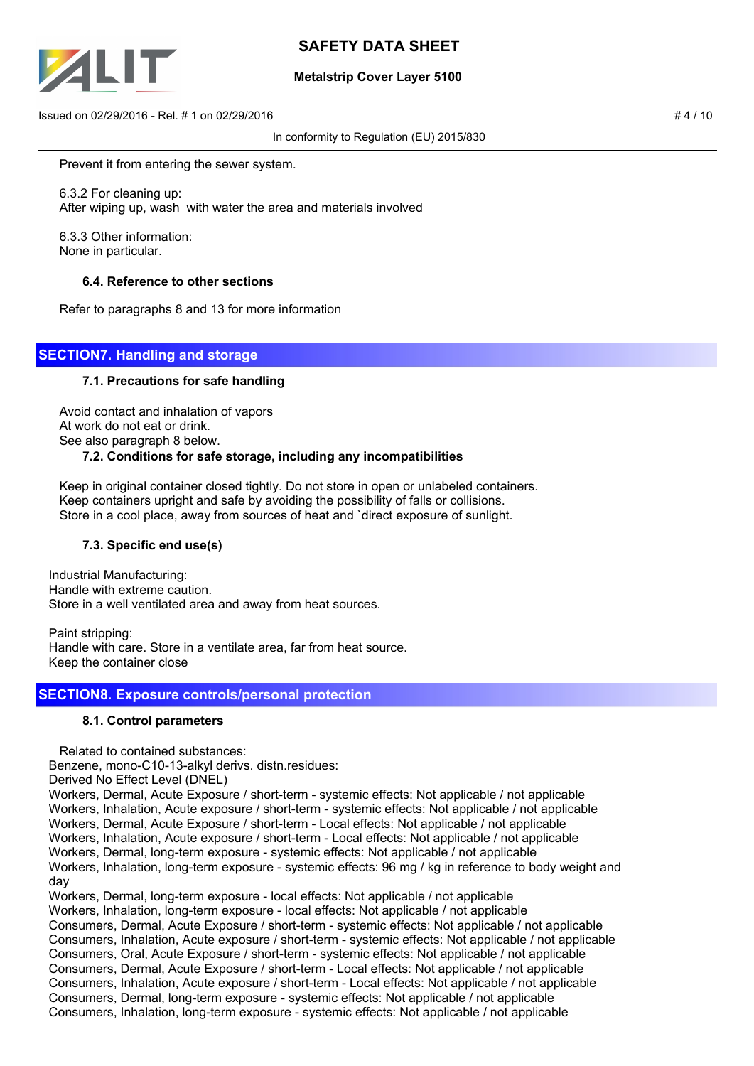Prevent it from entering the sewer system.

6.3.2 For cleaning up:
After wiping up, wash with water the area and materials involved

6.3.3 Other information:
None in particular.

### 6.4. Reference to other sections

Refer to paragraphs 8 and 13 for more information

## SECTION7. Handling and storage

### 7.1. Precautions for safe handling

Avoid contact and inhalation of vapors
At work do not eat or drink.
See also paragraph 8 below.

### 7.2. Conditions for safe storage, including any incompatibilities

Keep in original container closed tightly. Do not store in open or unlabeled containers.
Keep containers upright and safe by avoiding the possibility of falls or collisions.
Store in a cool place, away from sources of heat and `direct exposure of sunlight.

### 7.3. Specific end use(s)

Industrial Manufacturing:
Handle with extreme caution.
Store in a well ventilated area and away from heat sources.

Paint stripping:
Handle with care. Store in a ventilate area, far from heat source.
Keep the container close

## SECTION8. Exposure controls/personal protection

### 8.1. Control parameters

Related to contained substances:
Benzene, mono-C10-13-alkyl derivs. distn.residues:
Derived No Effect Level (DNEL)
Workers, Dermal, Acute Exposure / short-term - systemic effects: Not applicable / not applicable
Workers, Inhalation, Acute exposure / short-term - systemic effects: Not applicable / not applicable
Workers, Dermal, Acute Exposure / short-term - Local effects: Not applicable / not applicable
Workers, Inhalation, Acute exposure / short-term - Local effects: Not applicable / not applicable
Workers, Dermal, long-term exposure - systemic effects: Not applicable / not applicable
Workers, Inhalation, long-term exposure - systemic effects: 96 mg / kg in reference to body weight and day
Workers, Dermal, long-term exposure - local effects: Not applicable / not applicable
Workers, Inhalation, long-term exposure - local effects: Not applicable / not applicable
Consumers, Dermal, Acute Exposure / short-term - systemic effects: Not applicable / not applicable
Consumers, Inhalation, Acute exposure / short-term - systemic effects: Not applicable / not applicable
Consumers, Oral, Acute Exposure / short-term - systemic effects: Not applicable / not applicable
Consumers, Dermal, Acute Exposure / short-term - Local effects: Not applicable / not applicable
Consumers, Inhalation, Acute exposure / short-term - Local effects: Not applicable / not applicable
Consumers, Dermal, long-term exposure - systemic effects: Not applicable / not applicable
Consumers, Inhalation, long-term exposure - systemic effects: Not applicable / not applicable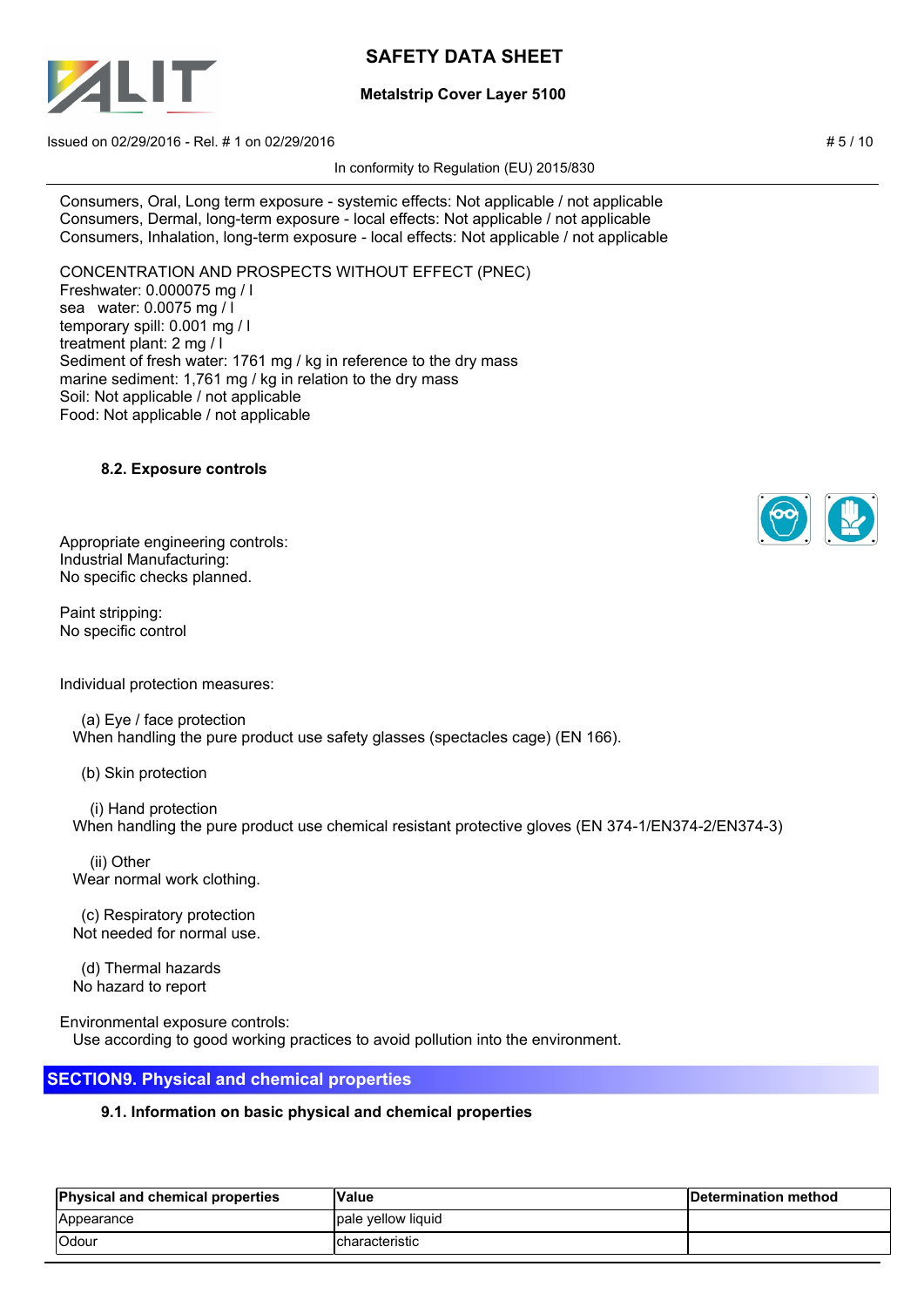Consumers, Oral, Long term exposure - systemic effects: Not applicable / not applicable
Consumers, Dermal, long-term exposure - local effects: Not applicable / not applicable
Consumers, Inhalation, long-term exposure - local effects: Not applicable / not applicable

CONCENTRATION AND PROSPECTS WITHOUT EFFECT (PNEC)
Freshwater: 0.000075 mg / l
sea water: 0.0075 mg / l
temporary spill: 0.001 mg / l
treatment plant: 2 mg / l
Sediment of fresh water: 1761 mg / kg in reference to the dry mass
marine sediment: 1,761 mg / kg in relation to the dry mass
Soil: Not applicable / not applicable
Food: Not applicable / not applicable

### 8.2. Exposure controls

Appropriate engineering controls:
Industrial Manufacturing:
No specific checks planned.

Paint stripping:
No specific control

Individual protection measures:

(a) Eye / face protection
When handling the pure product use safety glasses (spectacles cage) (EN 166).

(b) Skin protection

(i) Hand protection
When handling the pure product use chemical resistant protective gloves (EN 374-1/EN374-2/EN374-3)

(ii) Other
Wear normal work clothing.

(c) Respiratory protection
Not needed for normal use.

(d) Thermal hazards
No hazard to report

Environmental exposure controls:
Use according to good working practices to avoid pollution into the environment.

## SECTION9. Physical and chemical properties

### 9.1. Information on basic physical and chemical properties

| Physical and chemical properties | Value | Determination method |
|---|---|---|
| Appearance | pale yellow liquid | |
| Odour | characteristic | |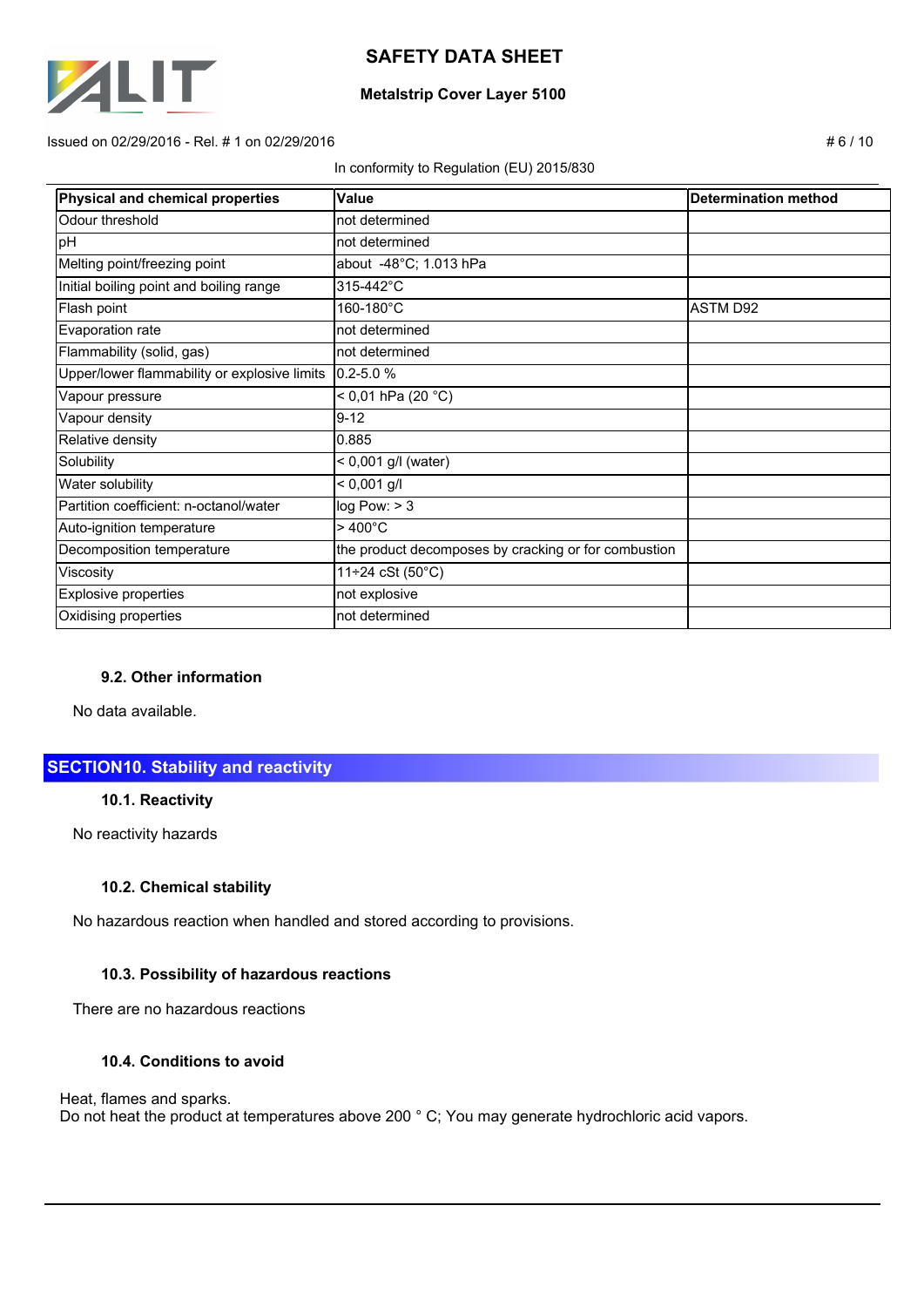| Physical and chemical properties | Value | Determination method |
| --- | --- | --- |
| Odour threshold | not determined | |
| pH | not determined | |
| Melting point/freezing point | about -48°C; 1.013 hPa | |
| Initial boiling point and boiling range | 315-442°C | |
| Flash point | 160-180°C | ASTM D92 |
| Evaporation rate | not determined | |
| Flammability (solid, gas) | not determined | |
| Upper/lower flammability or explosive limits | 0.2-5.0 % | |
| Vapour pressure | < 0,01 hPa (20 °C) | |
| Vapour density | 9-12 | |
| Relative density | 0.885 | |
| Solubility | < 0,001 g/l (water) | |
| Water solubility | < 0,001 g/l | |
| Partition coefficient: n-octanol/water | log Pow: > 3 | |
| Auto-ignition temperature | > 400°C | |
| Decomposition temperature | the product decomposes by cracking or for combustion | |
| Viscosity | 11÷24 cSt (50°C) | |
| Explosive properties | not explosive | |
| Oxidising properties | not determined | |

### 9.2. Other information

No data available.

## SECTION10. Stability and reactivity

### 10.1. Reactivity

No reactivity hazards

### 10.2. Chemical stability

No hazardous reaction when handled and stored according to provisions.

### 10.3. Possibility of hazardous reactions

There are no hazardous reactions

### 10.4. Conditions to avoid

Heat, flames and sparks.
Do not heat the product at temperatures above 200 ° C; You may generate hydrochloric acid vapors.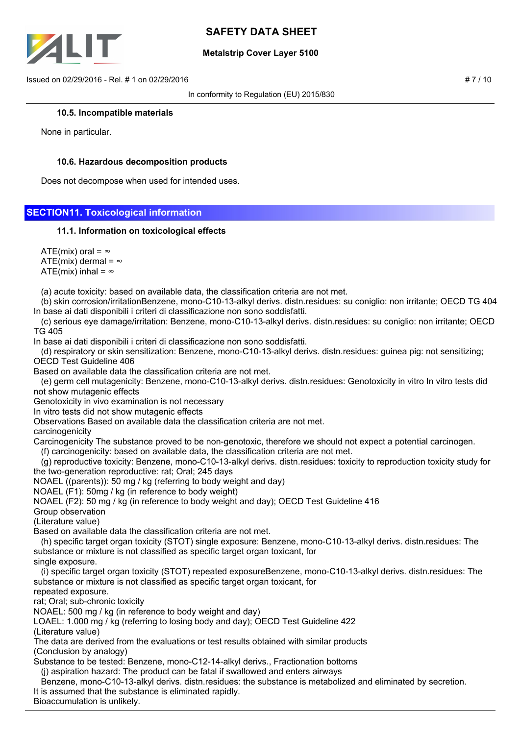#### 10.5. Incompatible materials

None in particular.

#### 10.6. Hazardous decomposition products

Does not decompose when used for intended uses.

## SECTION11. Toxicological information

#### 11.1. Information on toxicological effects

ATE(mix) oral = ∞
ATE(mix) dermal = ∞
ATE(mix) inhal = ∞

(a) acute toxicity: based on available data, the classification criteria are not met.
(b) skin corrosion/irritationBenzene, mono-C10-13-alkyl derivs. distn.residues: su coniglio: non irritante; OECD TG 404
In base ai dati disponibili i criteri di classificazione non sono soddisfatti.
(c) serious eye damage/irritation: Benzene, mono-C10-13-alkyl derivs. distn.residues: su coniglio: non irritante; OECD TG 405
In base ai dati disponibili i criteri di classificazione non sono soddisfatti.
(d) respiratory or skin sensitization: Benzene, mono-C10-13-alkyl derivs. distn.residues: guinea pig: not sensitizing; OECD Test Guideline 406
Based on available data the classification criteria are not met.
(e) germ cell mutagenicity: Benzene, mono-C10-13-alkyl derivs. distn.residues: Genotoxicity in vitro In vitro tests did not show mutagenic effects
Genotoxicity in vivo examination is not necessary
In vitro tests did not show mutagenic effects
Observations Based on available data the classification criteria are not met.
carcinogenicity
Carcinogenicity The substance proved to be non-genotoxic, therefore we should not expect a potential carcinogen.
(f) carcinogenicity: based on available data, the classification criteria are not met.
(g) reproductive toxicity: Benzene, mono-C10-13-alkyl derivs. distn.residues: toxicity to reproduction toxicity study for the two-generation reproductive: rat; Oral; 245 days
NOAEL ((parents)): 50 mg / kg (referring to body weight and day)
NOAEL (F1): 50mg / kg (in reference to body weight)
NOAEL (F2): 50 mg / kg (in reference to body weight and day); OECD Test Guideline 416
Group observation
(Literature value)
Based on available data the classification criteria are not met.
(h) specific target organ toxicity (STOT) single exposure: Benzene, mono-C10-13-alkyl derivs. distn.residues: The substance or mixture is not classified as specific target organ toxicant, for single exposure.
(i) specific target organ toxicity (STOT) repeated exposureBenzene, mono-C10-13-alkyl derivs. distn.residues: The substance or mixture is not classified as specific target organ toxicant, for repeated exposure.
rat; Oral; sub-chronic toxicity
NOAEL: 500 mg / kg (in reference to body weight and day)
LOAEL: 1.000 mg / kg (referring to losing body and day); OECD Test Guideline 422
(Literature value)
The data are derived from the evaluations or test results obtained with similar products
(Conclusion by analogy)
Substance to be tested: Benzene, mono-C12-14-alkyl derivs., Fractionation bottoms
(j) aspiration hazard: The product can be fatal if swallowed and enters airways
Benzene, mono-C10-13-alkyl derivs. distn.residues: the substance is metabolized and eliminated by secretion.
It is assumed that the substance is eliminated rapidly.
Bioaccumulation is unlikely.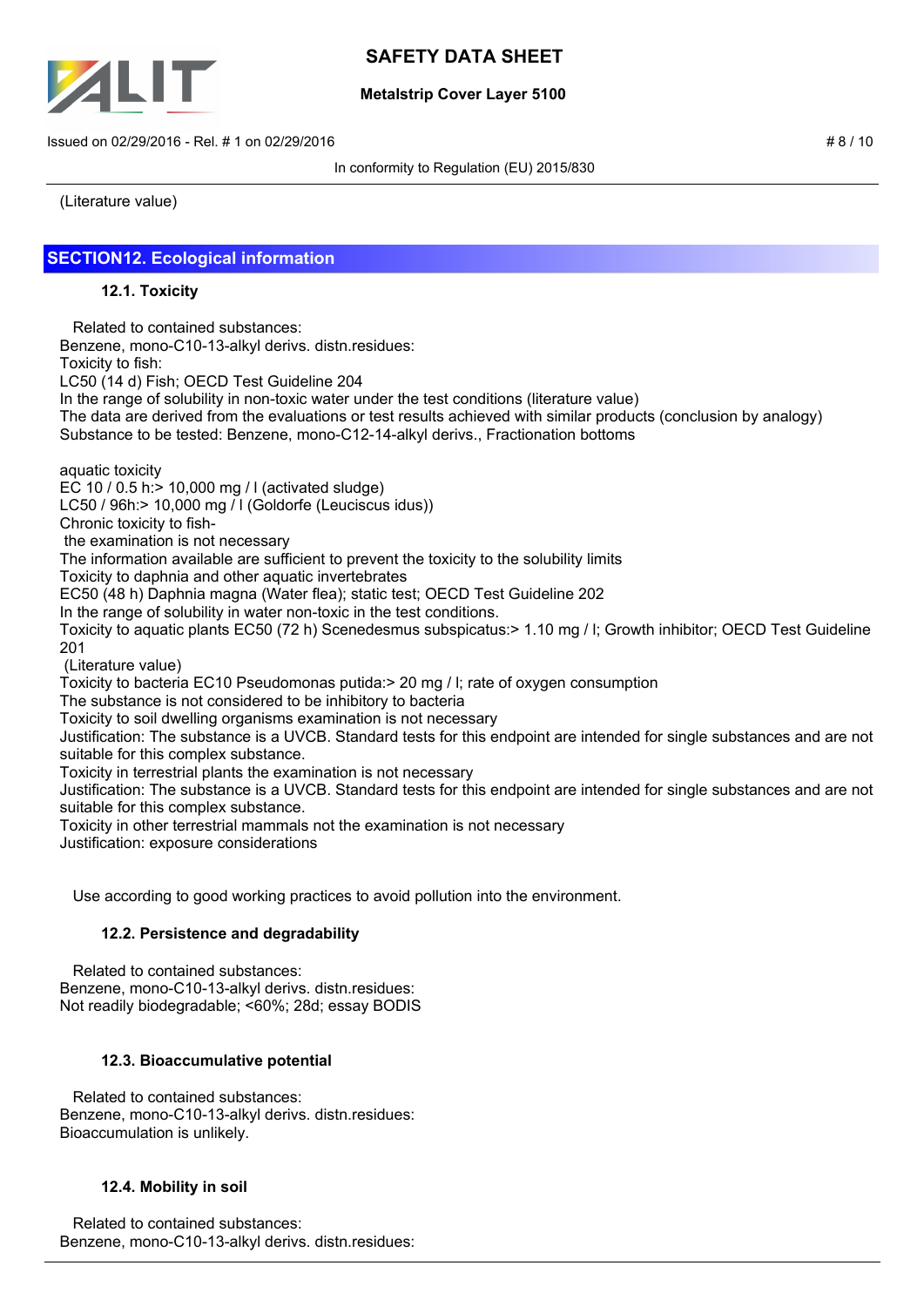(Literature value)

## SECTION12. Ecological information

### 12.1. Toxicity

Related to contained substances:
Benzene, mono-C10-13-alkyl derivs. distn.residues:
Toxicity to fish:
LC50 (14 d) Fish; OECD Test Guideline 204
In the range of solubility in non-toxic water under the test conditions (literature value)
The data are derived from the evaluations or test results achieved with similar products (conclusion by analogy)
Substance to be tested: Benzene, mono-C12-14-alkyl derivs., Fractionation bottoms

aquatic toxicity
EC 10 / 0.5 h:> 10,000 mg / l (activated sludge)
LC50 / 96h:> 10,000 mg / l (Goldorfe (Leuciscus idus))
Chronic toxicity to fish-
the examination is not necessary
The information available are sufficient to prevent the toxicity to the solubility limits
Toxicity to daphnia and other aquatic invertebrates
EC50 (48 h) Daphnia magna (Water flea); static test; OECD Test Guideline 202
In the range of solubility in water non-toxic in the test conditions.
Toxicity to aquatic plants EC50 (72 h) Scenedesmus subspicatus:> 1.10 mg / l; Growth inhibitor; OECD Test Guideline 201
(Literature value)
Toxicity to bacteria EC10 Pseudomonas putida:> 20 mg / l; rate of oxygen consumption
The substance is not considered to be inhibitory to bacteria
Toxicity to soil dwelling organisms examination is not necessary
Justification: The substance is a UVCB. Standard tests for this endpoint are intended for single substances and are not suitable for this complex substance.
Toxicity in terrestrial plants the examination is not necessary
Justification: The substance is a UVCB. Standard tests for this endpoint are intended for single substances and are not suitable for this complex substance.
Toxicity in other terrestrial mammals not the examination is not necessary
Justification: exposure considerations

Use according to good working practices to avoid pollution into the environment.

### 12.2. Persistence and degradability

Related to contained substances:
Benzene, mono-C10-13-alkyl derivs. distn.residues:
Not readily biodegradable; <60%; 28d; essay BODIS

### 12.3. Bioaccumulative potential

Related to contained substances:
Benzene, mono-C10-13-alkyl derivs. distn.residues:
Bioaccumulation is unlikely.

### 12.4. Mobility in soil

Related to contained substances:
Benzene, mono-C10-13-alkyl derivs. distn.residues: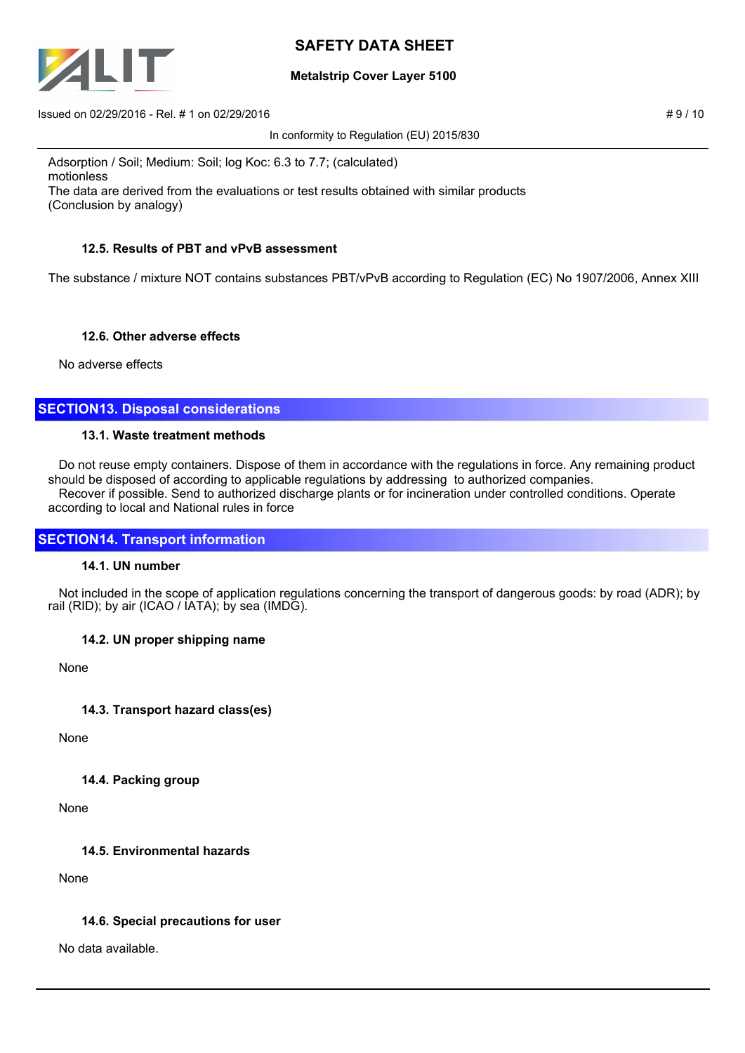Adsorption / Soil; Medium: Soil; log Koc: 6.3 to 7.7; (calculated)
motionless
The data are derived from the evaluations or test results obtained with similar products
(Conclusion by analogy)

### 12.5. Results of PBT and vPvB assessment

The substance / mixture NOT contains substances PBT/vPvB according to Regulation (EC) No 1907/2006, Annex XIII

### 12.6. Other adverse effects

No adverse effects

## SECTION13. Disposal considerations

### 13.1. Waste treatment methods

Do not reuse empty containers. Dispose of them in accordance with the regulations in force. Any remaining product should be disposed of according to applicable regulations by addressing to authorized companies.
Recover if possible. Send to authorized discharge plants or for incineration under controlled conditions. Operate according to local and National rules in force

## SECTION14. Transport information

### 14.1. UN number

Not included in the scope of application regulations concerning the transport of dangerous goods: by road (ADR); by rail (RID); by air (ICAO / IATA); by sea (IMDG).

### 14.2. UN proper shipping name

None

### 14.3. Transport hazard class(es)

None

### 14.4. Packing group

None

### 14.5. Environmental hazards

None

### 14.6. Special precautions for user

No data available.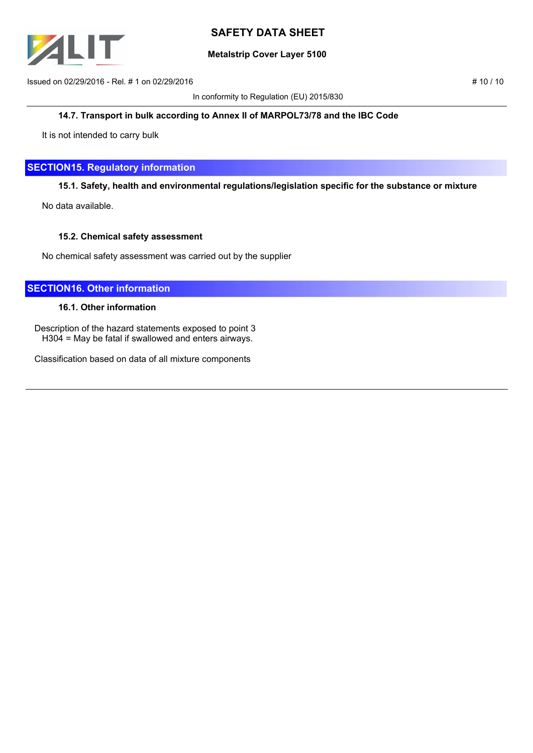### 14.7. Transport in bulk according to Annex II of MARPOL73/78 and the IBC Code

It is not intended to carry bulk

## SECTION15. Regulatory information

### 15.1. Safety, health and environmental regulations/legislation specific for the substance or mixture

No data available.

### 15.2. Chemical safety assessment

No chemical safety assessment was carried out by the supplier

## SECTION16. Other information

### 16.1. Other information

Description of the hazard statements exposed to point 3
H304 = May be fatal if swallowed and enters airways.

Classification based on data of all mixture components